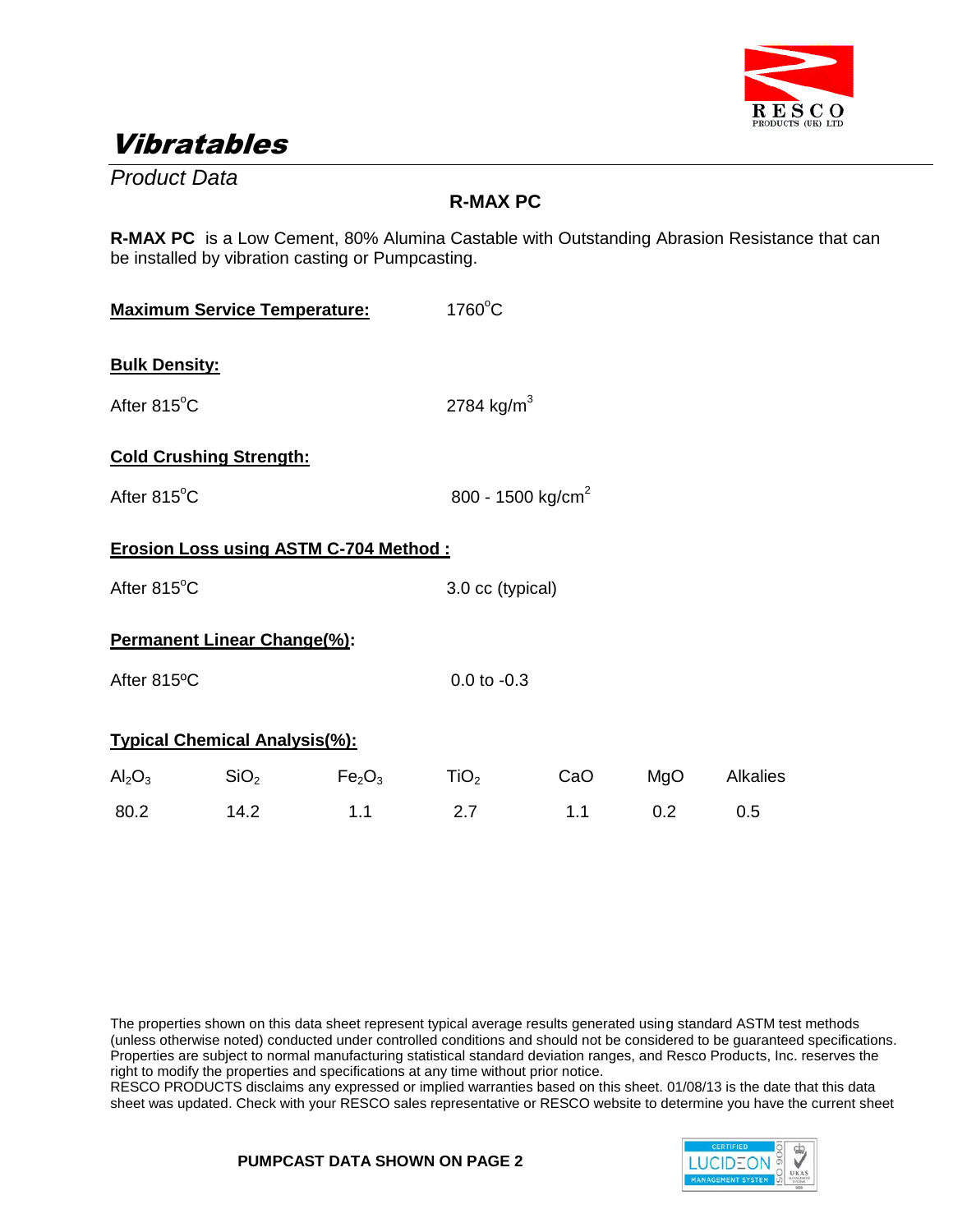# Vibratables

*Product Data*

## R-MAX PC

**R-MAX PC** is a Low Cement, 80% Alumina Castable with Outstanding Abrasion Resistance that can be installed by vibration casting or Pumpcasting.

**Maximum Service Temperature:** 1760°C

**Bulk Density:**

After 815°C 2784 kg/m$^3$

**Cold Crushing Strength:**

After 815°C 800 - 1500 kg/cm$^2$

**Erosion Loss using ASTM C-704 Method :**

After 815°C 3.0 cc (typical)

**Permanent Linear Change(%):**

After 815ºC 0.0 to -0.3

**Typical Chemical Analysis(%):**

| $Al_2O_3$ | $SiO_2$ | $Fe_2O_3$ | $TiO_2$ | CaO | MgO | Alkalies |
|---|---|---|---|---|---|---|
| 80.2 | 14.2 | 1.1 | 2.7 | 1.1 | 0.2 | 0.5 |

The properties shown on this data sheet represent typical average results generated using standard ASTM test methods (unless otherwise noted) conducted under controlled conditions and should not be considered to be guaranteed specifications. Properties are subject to normal manufacturing statistical standard deviation ranges, and Resco Products, Inc. reserves the right to modify the properties and specifications at any time without prior notice.
RESCO PRODUCTS disclaims any expressed or implied warranties based on this sheet. 01/08/13 is the date that this data sheet was updated. Check with your RESCO sales representative or RESCO website to determine you have the current sheet

**PUMPCAST DATA SHOWN ON PAGE 2**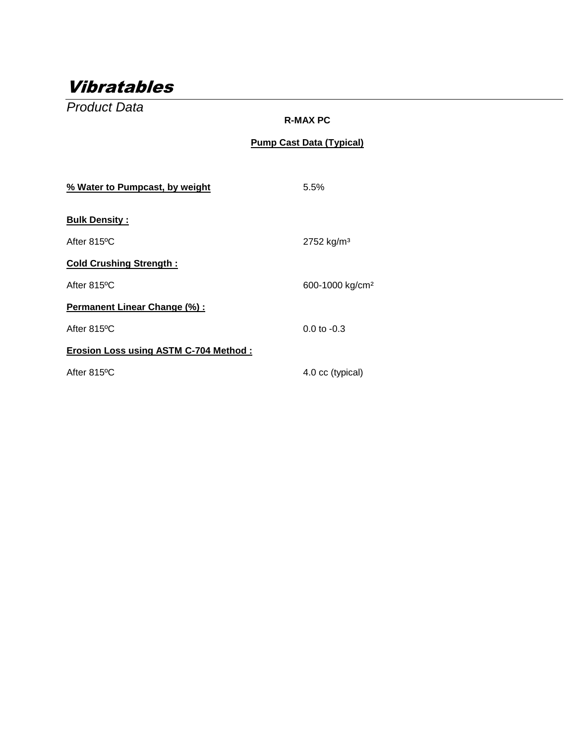# Vibratables

*Product Data*

**R-MAX PC**

**Pump Cast Data (Typical)**

| | |
|---|---|
| **% Water to Pumpcast, by weight** | 5.5% |
| **Bulk Density :** | |
| After 815ºC | 2752 kg/m³ |
| **Cold Crushing Strength :** | |
| After 815ºC | 600-1000 kg/cm² |
| **Permanent Linear Change (%) :** | |
| After 815ºC | 0.0 to -0.3 |
| **Erosion Loss using ASTM C-704 Method :** | |
| After 815ºC | 4.0 cc (typical) |